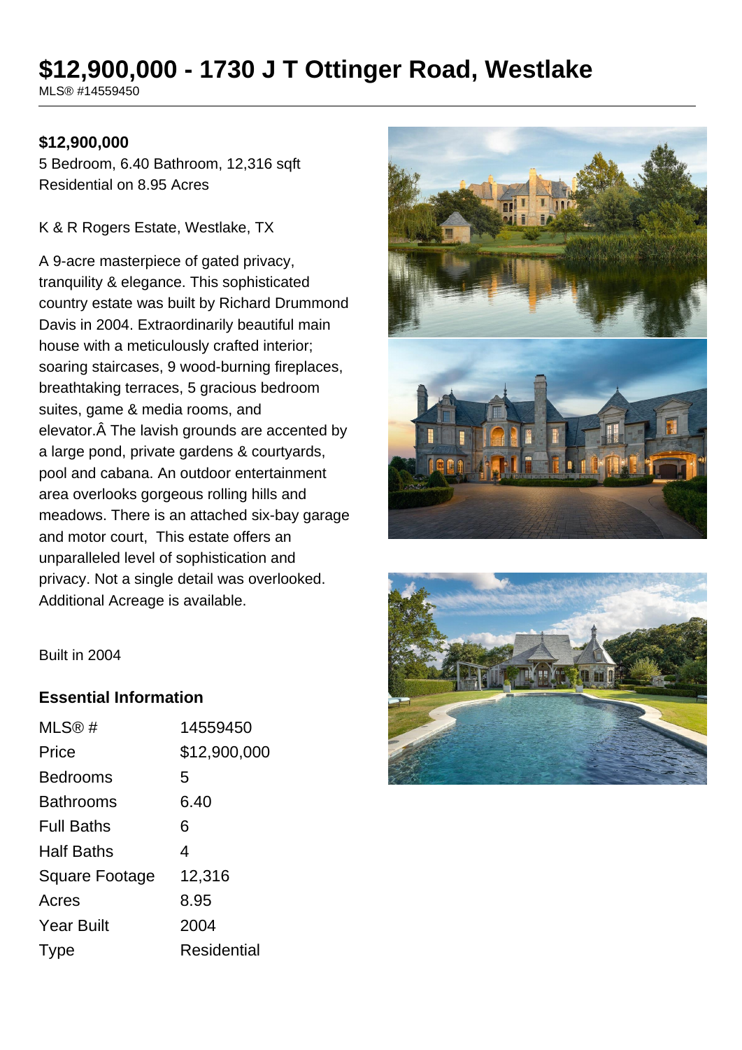# $12,900,000 - 1730 J T Ottinger Road, Westlake

MLS® #14559450

**$12,900,000**

5 Bedroom, 6.40 Bathroom, 12,316 sqft
Residential on 8.95 Acres

K & R Rogers Estate, Westlake, TX

A 9-acre masterpiece of gated privacy, tranquility & elegance. This sophisticated country estate was built by Richard Drummond Davis in 2004. Extraordinarily beautiful main house with a meticulously crafted interior; soaring staircases, 9 wood-burning fireplaces, breathtaking terraces, 5 gracious bedroom suites, game & media rooms, and elevator.Â The lavish grounds are accented by a large pond, private gardens & courtyards, pool and cabana. An outdoor entertainment area overlooks gorgeous rolling hills and meadows. There is an attached six-bay garage and motor court, This estate offers an unparalleled level of sophistication and privacy. Not a single detail was overlooked. Additional Acreage is available.

Built in 2004

## Essential Information

| | |
|---|---|
| MLS® # | 14559450 |
| Price | $12,900,000 |
| Bedrooms | 5 |
| Bathrooms | 6.40 |
| Full Baths | 6 |
| Half Baths | 4 |
| Square Footage | 12,316 |
| Acres | 8.95 |
| Year Built | 2004 |
| Type | Residential |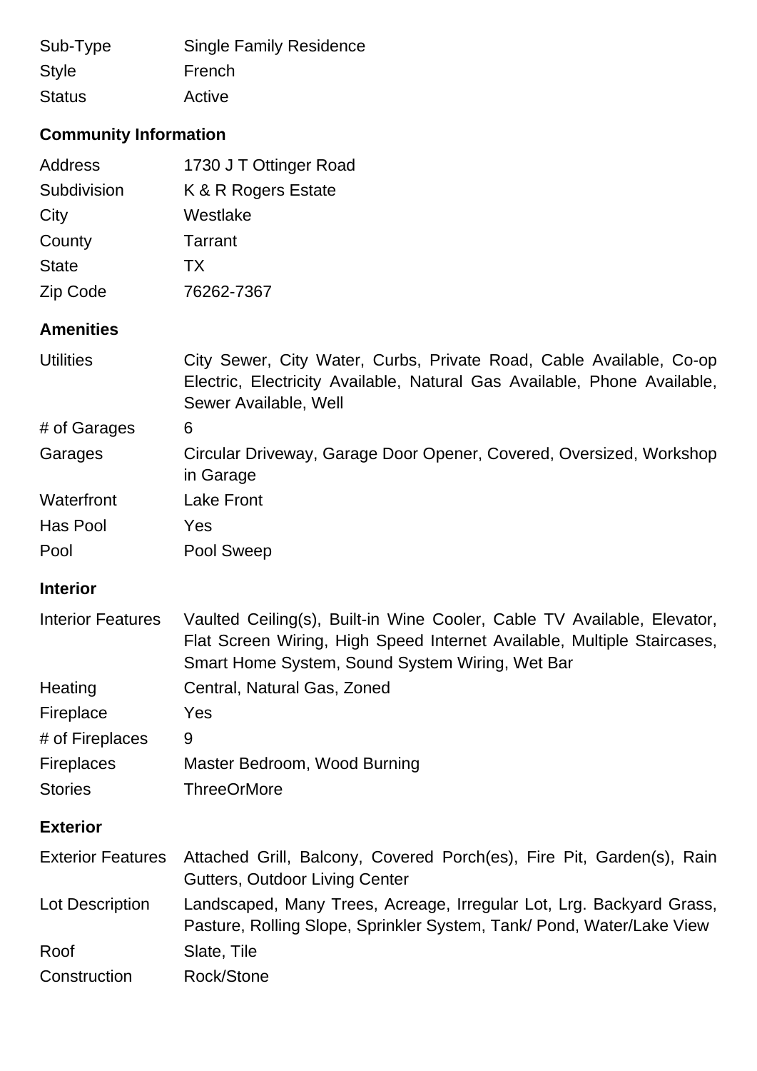| | |
|---|---|
| Sub-Type | Single Family Residence |
| Style | French |
| Status | Active |

### Community Information

| | |
|---|---|
| Address | 1730 J T Ottinger Road |
| Subdivision | K & R Rogers Estate |
| City | Westlake |
| County | Tarrant |
| State | TX |
| Zip Code | 76262-7367 |

### Amenities

| | |
|---|---|
| Utilities | City Sewer, City Water, Curbs, Private Road, Cable Available, Co-op Electric, Electricity Available, Natural Gas Available, Phone Available, Sewer Available, Well |
| # of Garages | 6 |
| Garages | Circular Driveway, Garage Door Opener, Covered, Oversized, Workshop in Garage |
| Waterfront | Lake Front |
| Has Pool | Yes |
| Pool | Pool Sweep |

### Interior

| | |
|---|---|
| Interior Features | Vaulted Ceiling(s), Built-in Wine Cooler, Cable TV Available, Elevator, Flat Screen Wiring, High Speed Internet Available, Multiple Staircases, Smart Home System, Sound System Wiring, Wet Bar |
| Heating | Central, Natural Gas, Zoned |
| Fireplace | Yes |
| # of Fireplaces | 9 |
| Fireplaces | Master Bedroom, Wood Burning |
| Stories | ThreeOrMore |

### Exterior

| | |
|---|---|
| Exterior Features | Attached Grill, Balcony, Covered Porch(es), Fire Pit, Garden(s), Rain Gutters, Outdoor Living Center |
| Lot Description | Landscaped, Many Trees, Acreage, Irregular Lot, Lrg. Backyard Grass, Pasture, Rolling Slope, Sprinkler System, Tank/ Pond, Water/Lake View |
| Roof | Slate, Tile |
| Construction | Rock/Stone |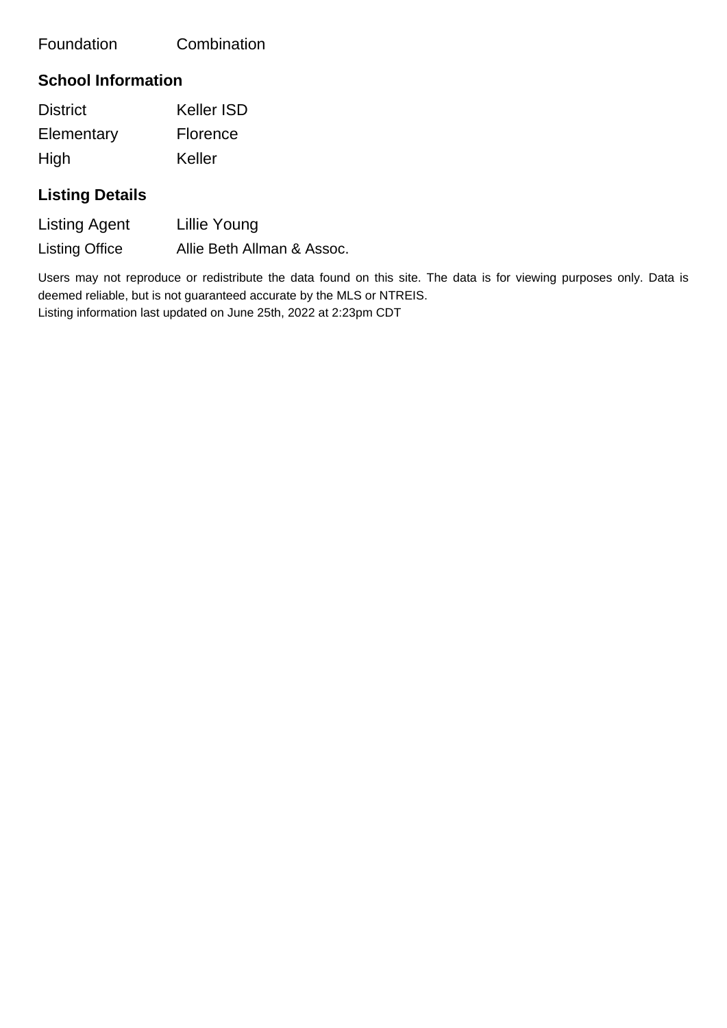| | |
|---|---|
| Foundation | Combination |

## School Information

| | |
|---|---|
| District | Keller ISD |
| Elementary | Florence |
| High | Keller |

## Listing Details

| | |
|---|---|
| Listing Agent | Lillie Young |
| Listing Office | Allie Beth Allman & Assoc. |

Users may not reproduce or redistribute the data found on this site. The data is for viewing purposes only. Data is deemed reliable, but is not guaranteed accurate by the MLS or NTREIS.
Listing information last updated on June 25th, 2022 at 2:23pm CDT